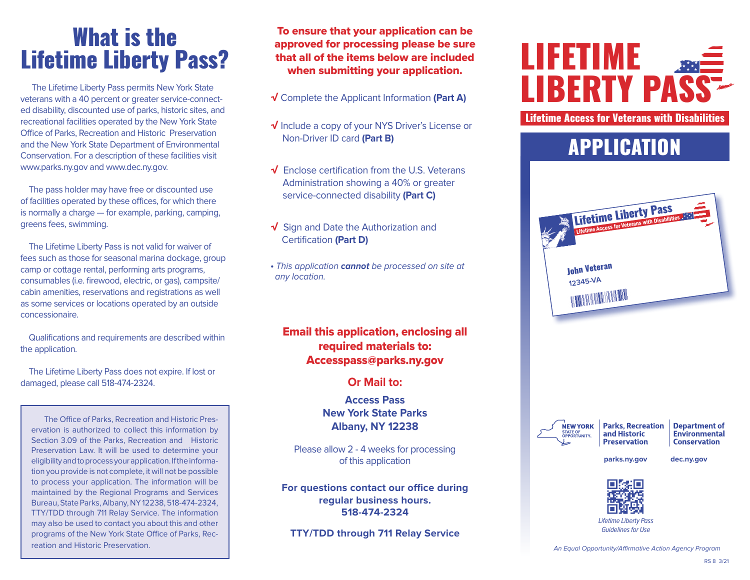# What is the Lifetime Liberty Pass?

The Lifetime Liberty Pass permits New York State veterans with a 40 percent or greater service-connected disability, discounted use of parks, historic sites, and recreational facilities operated by the New York State Office of Parks, Recreation and Historic Preservation and the New York State Department of Environmental Conservation. For a description of these facilities visit www.parks.ny.gov and www.dec.ny.gov.

The pass holder may have free or discounted use of facilities operated by these offices, for which there is normally a charge — for example, parking, camping, greens fees, swimming.

The Lifetime Liberty Pass is not valid for waiver of fees such as those for seasonal marina dockage, group camp or cottage rental, performing arts programs, consumables (i.e. firewood, electric, or gas), campsite/cabin amenities, reservations and registrations as well as some services or locations operated by an outside concessionaire.

Qualifications and requirements are described within the application.

The Lifetime Liberty Pass does not expire. If lost or damaged, please call 518-474-2324.

> The Office of Parks, Recreation and Historic Preservation is authorized to collect this information by Section 3.09 of the Parks, Recreation and Historic Preservation Law. It will be used to determine your eligibility and to process your application. If the information you provide is not complete, it will not be possible to process your application. The information will be maintained by the Regional Programs and Services Bureau, State Parks, Albany, NY 12238, 518-474-2324, TTY/TDD through 711 Relay Service. The information may also be used to contact you about this and other programs of the New York State Office of Parks, Recreation and Historic Preservation.

**To ensure that your application can be approved for processing please be sure that all of the items below are included when submitting your application.**

- √ Complete the Applicant Information **(Part A)**
- √ Include a copy of your NYS Driver's License or Non-Driver ID card **(Part B)**
- √ Enclose certification from the U.S. Veterans Administration showing a 40% or greater service-connected disability **(Part C)**
- √ Sign and Date the Authorization and Certification **(Part D)**

• *This application **cannot** be processed on site at any location.*

**Email this application, enclosing all required materials to: Accesspass@parks.ny.gov**

**Or Mail to:**

**Access Pass**
**New York State Parks**
**Albany, NY 12238**

Please allow 2 - 4 weeks for processing of this application

**For questions contact our office during regular business hours.**
**518-474-2324**

**TTY/TDD through 711 Relay Service**

# LIFETIME LIBERTY PASS

**Lifetime Access for Veterans with Disabilities**

## APPLICATION

Lifetime Liberty Pass
Lifetime Access for Veterans with Disabilities
John Veteran
12345-VA

NEW YORK STATE OF OPPORTUNITY. | Parks, Recreation and Historic Preservation | Department of Environmental Conservation

parks.ny.gov   dec.ny.gov

*Lifetime Liberty Pass Guidelines for Use*

*An Equal Opportunity/Affirmative Action Agency Program*

RS 8 3/21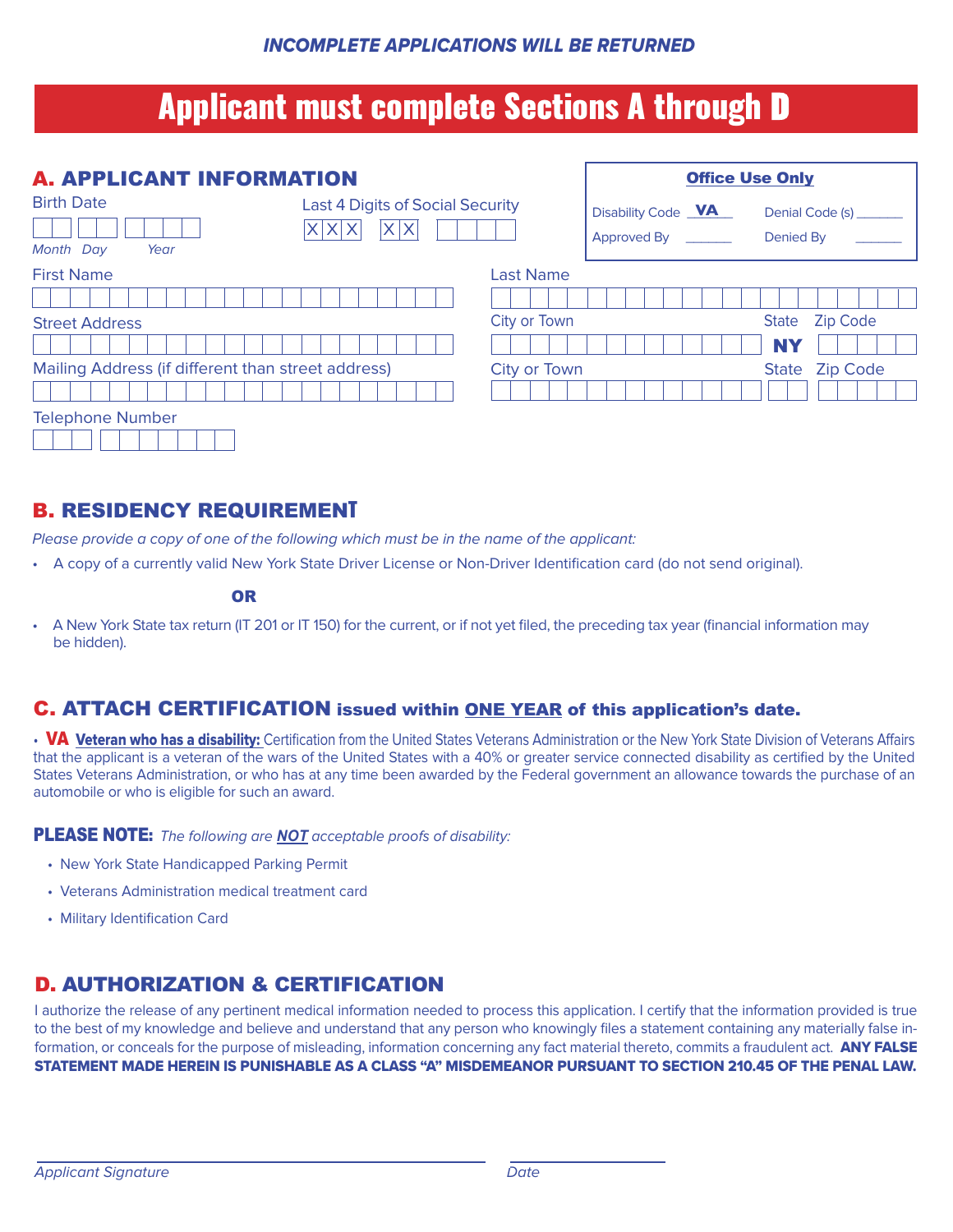***INCOMPLETE APPLICATIONS WILL BE RETURNED***

# Applicant must complete Sections A through D

## A. APPLICANT INFORMATION

| Office Use Only | |
|---|---|
| Disability Code VA | Denial Code (s) ______ |
| Approved By ______ | Denied By ______ |

Birth Date

*Month Day Year*

Last 4 Digits of Social Security

X X X X X

First Name

Last Name

Street Address

City or Town

State NY Zip Code

Mailing Address (if different than street address)

City or Town

State Zip Code

Telephone Number

## B. RESIDENCY REQUIREMENT

*Please provide a copy of one of the following which must be in the name of the applicant:*

- A copy of a currently valid New York State Driver License or Non-Driver Identification card (do not send original).

**OR**

- A New York State tax return (IT 201 or IT 150) for the current, or if not yet filed, the preceding tax year (financial information may be hidden).

## C. ATTACH CERTIFICATION issued within ONE YEAR of this application's date.

- **VA** **Veteran who has a disability:** Certification from the United States Veterans Administration or the New York State Division of Veterans Affairs that the applicant is a veteran of the wars of the United States with a 40% or greater service connected disability as certified by the United States Veterans Administration, or who has at any time been awarded by the Federal government an allowance towards the purchase of an automobile or who is eligible for such an award.

**PLEASE NOTE:** *The following are **NOT** acceptable proofs of disability:*

- New York State Handicapped Parking Permit
- Veterans Administration medical treatment card
- Military Identification Card

## D. AUTHORIZATION & CERTIFICATION

I authorize the release of any pertinent medical information needed to process this application. I certify that the information provided is true to the best of my knowledge and believe and understand that any person who knowingly files a statement containing any materially false information, or conceals for the purpose of misleading, information concerning any fact material thereto, commits a fraudulent act. **ANY FALSE STATEMENT MADE HEREIN IS PUNISHABLE AS A CLASS "A" MISDEMEANOR PURSUANT TO SECTION 210.45 OF THE PENAL LAW.**

*Applicant Signature* ______________________ *Date* ____________